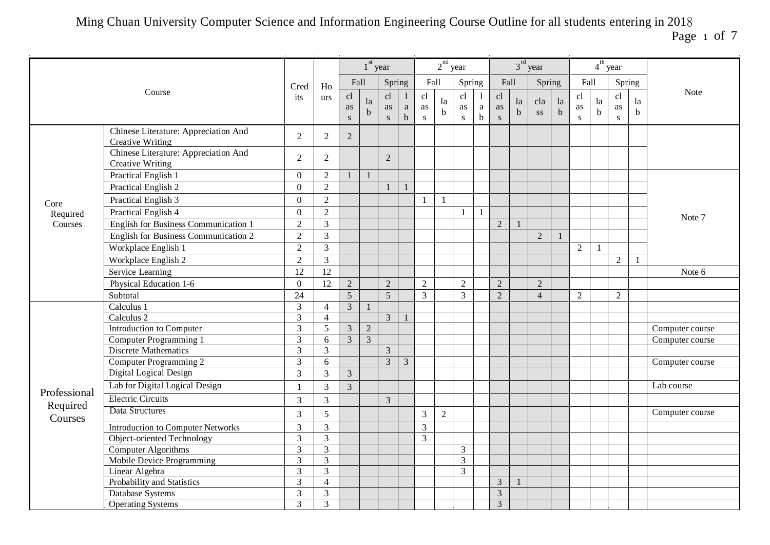# Ming Chuan University Computer Science and Information Engineering Course Outline for all students entering in 2018

| Course | | Credits | Hours | 1st year | | | | 2nd year | | | | 3rd year | | | | 4th year | | | | Note |
|---|---|---|---|---|---|---|---|---|---|---|---|---|---|---|---|---|---|---|---|---|
| | | | | Fall | | Spring | | Fall | | Spring | | Fall | | Spring | | Fall | | Spring | | |
| | | | | class | lab | class | lab | class | lab | class | lab | class | lab | class | lab | class | lab | class | lab | |
| Core Required Courses | Chinese Literature: Appreciation And Creative Writing | 2 | 2 | 2 | | | | | | | | | | | | | | | | |
| | Chinese Literature: Appreciation And Creative Writing | 2 | 2 | | | 2 | | | | | | | | | | | | | | |
| | Practical English 1 | 0 | 2 | 1 | 1 | | | | | | | | | | | | | | | Note 7 |
| | Practical English 2 | 0 | 2 | | | 1 | 1 | | | | | | | | | | | | | |
| | Practical English 3 | 0 | 2 | | | | | 1 | 1 | | | | | | | | | | | |
| | Practical English 4 | 0 | 2 | | | | | | | 1 | 1 | | | | | | | | | |
| | English for Business Communication 1 | 2 | 3 | | | | | | | | | 2 | 1 | | | | | | | |
| | English for Business Communication 2 | 2 | 3 | | | | | | | | | | | 2 | 1 | | | | | |
| | Workplace English 1 | 2 | 3 | | | | | | | | | | | | | 2 | 1 | | | |
| | Workplace English 2 | 2 | 3 | | | | | | | | | | | | | | | 2 | 1 | |
| | Service Learning | 12 | 12 | | | | | | | | | | | | | | | | | Note 6 |
| | Physical Education 1-6 | 0 | 12 | 2 | | 2 | | 2 | | 2 | | 2 | | 2 | | | | | | |
| | Subtotal | 24 | | 5 | | 5 | | 3 | | 3 | | 2 | | 4 | | 2 | | 2 | | |
| Professional Required Courses | Calculus 1 | 3 | 4 | 3 | 1 | | | | | | | | | | | | | | | |
| | Calculus 2 | 3 | 4 | | | 3 | 1 | | | | | | | | | | | | | |
| | Introduction to Computer | 3 | 5 | 3 | 2 | | | | | | | | | | | | | | | Computer course |
| | Computer Programming 1 | 3 | 6 | 3 | 3 | | | | | | | | | | | | | | | Computer course |
| | Discrete Mathematics | 3 | 3 | | | 3 | | | | | | | | | | | | | | |
| | Computer Programming 2 | 3 | 6 | | | 3 | 3 | | | | | | | | | | | | | Computer course |
| | Digital Logical Design | 3 | 3 | 3 | | | | | | | | | | | | | | | | |
| | Lab for Digital Logical Design | 1 | 3 | 3 | | | | | | | | | | | | | | | | Lab course |
| | Electric Circuits | 3 | 3 | | | 3 | | | | | | | | | | | | | | |
| | Data Structures | 3 | 5 | | | | | 3 | 2 | | | | | | | | | | | Computer course |
| | Introduction to Computer Networks | 3 | 3 | | | | | 3 | | | | | | | | | | | | |
| | Object-oriented Technology | 3 | 3 | | | | | 3 | | | | | | | | | | | | |
| | Computer Algorithms | 3 | 3 | | | | | | | 3 | | | | | | | | | | |
| | Mobile Device Programming | 3 | 3 | | | | | | | 3 | | | | | | | | | | |
| | Linear Algebra | 3 | 3 | | | | | | | 3 | | | | | | | | | | |
| | Probability and Statistics | 3 | 4 | | | | | | | | | 3 | 1 | | | | | | | |
| | Database Systems | 3 | 3 | | | | | | | | | 3 | | | | | | | | |
| | Operating Systems | 3 | 3 | | | | | | | | | 3 | | | | | | | | |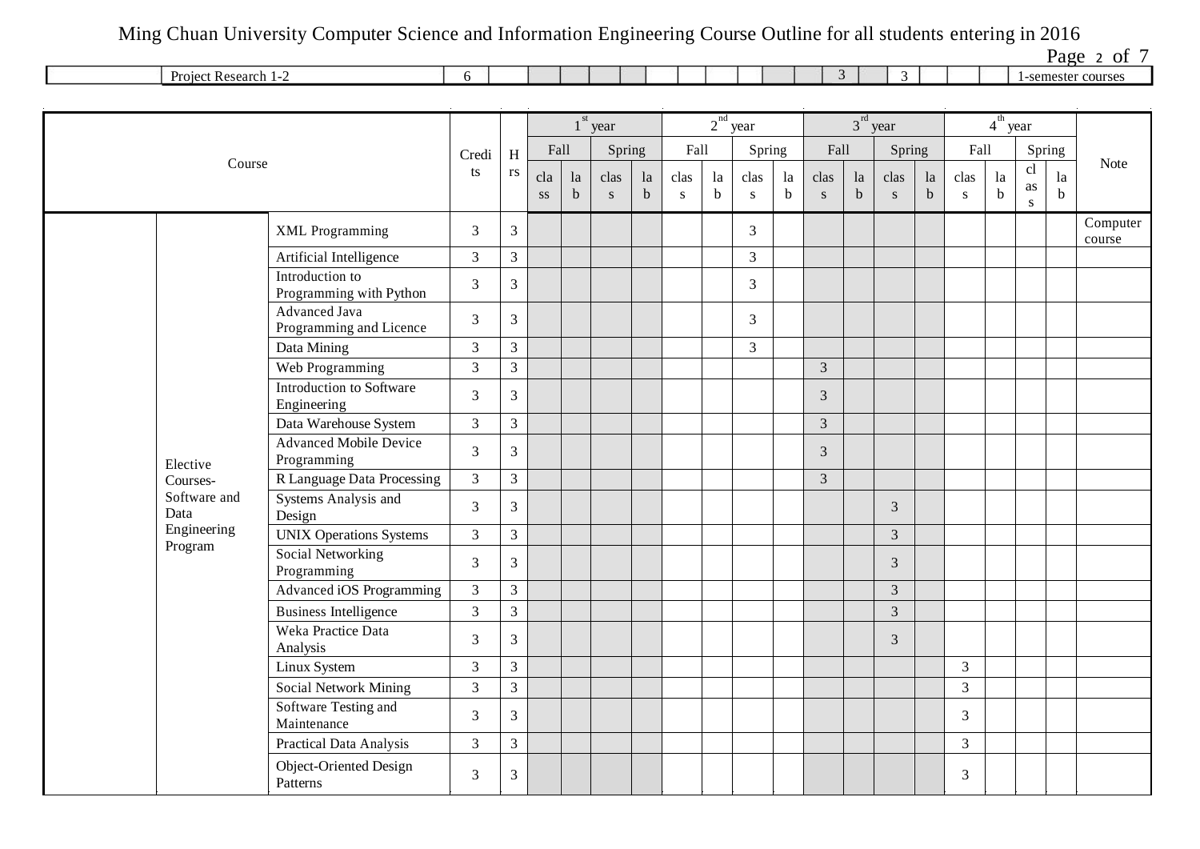# Ming Chuan University Computer Science and Information Engineering Course Outline for all students entering in 2016

| | Project Research 1-2 | 6 | | | | | | | | | | | | 3 | | 3 | | | | | | 1-semester courses |
|---|---|---|---|---|---|---|---|---|---|---|---|---|---|---|---|---|---|---|---|---|---|---|

| Course | | | Credits | Hrs | 1st year | | | | 2nd year | | | | 3rd year | | | | 4th year | | | | Note |
|---|---|---|---|---|---|---|---|---|---|---|---|---|---|---|---|---|---|---|---|---|---|
| | | | | | Fall | | Spring | | Fall | | Spring | | Fall | | Spring | | Fall | | Spring | | |
| | | | | | class | lab | class | lab | class | lab | class | lab | class | lab | class | lab | class | lab | class | lab | |
| | Elective Courses- Software and Data Engineering Program | XML Programming | 3 | 3 | | | | | | | 3 | | | | | | | | | | Computer course |
| | | Artificial Intelligence | 3 | 3 | | | | | | | 3 | | | | | | | | | | |
| | | Introduction to Programming with Python | 3 | 3 | | | | | | | 3 | | | | | | | | | | |
| | | Advanced Java Programming and Licence | 3 | 3 | | | | | | | 3 | | | | | | | | | | |
| | | Data Mining | 3 | 3 | | | | | | | 3 | | | | | | | | | | |
| | | Web Programming | 3 | 3 | | | | | | | | | 3 | | | | | | | | |
| | | Introduction to Software Engineering | 3 | 3 | | | | | | | | | 3 | | | | | | | | |
| | | Data Warehouse System | 3 | 3 | | | | | | | | | 3 | | | | | | | | |
| | | Advanced Mobile Device Programming | 3 | 3 | | | | | | | | | 3 | | | | | | | | |
| | | R Language Data Processing | 3 | 3 | | | | | | | | | 3 | | | | | | | | |
| | | Systems Analysis and Design | 3 | 3 | | | | | | | | | | | 3 | | | | | | |
| | | UNIX Operations Systems | 3 | 3 | | | | | | | | | | | 3 | | | | | | |
| | | Social Networking Programming | 3 | 3 | | | | | | | | | | | 3 | | | | | | |
| | | Advanced iOS Programming | 3 | 3 | | | | | | | | | | | 3 | | | | | | |
| | | Business Intelligence | 3 | 3 | | | | | | | | | | | 3 | | | | | | |
| | | Weka Practice Data Analysis | 3 | 3 | | | | | | | | | | | 3 | | | | | | |
| | | Linux System | 3 | 3 | | | | | | | | | | | | | 3 | | | | |
| | | Social Network Mining | 3 | 3 | | | | | | | | | | | | | 3 | | | | |
| | | Software Testing and Maintenance | 3 | 3 | | | | | | | | | | | | | 3 | | | | |
| | | Practical Data Analysis | 3 | 3 | | | | | | | | | | | | | 3 | | | | |
| | | Object-Oriented Design Patterns | 3 | 3 | | | | | | | | | | | | | 3 | | | | |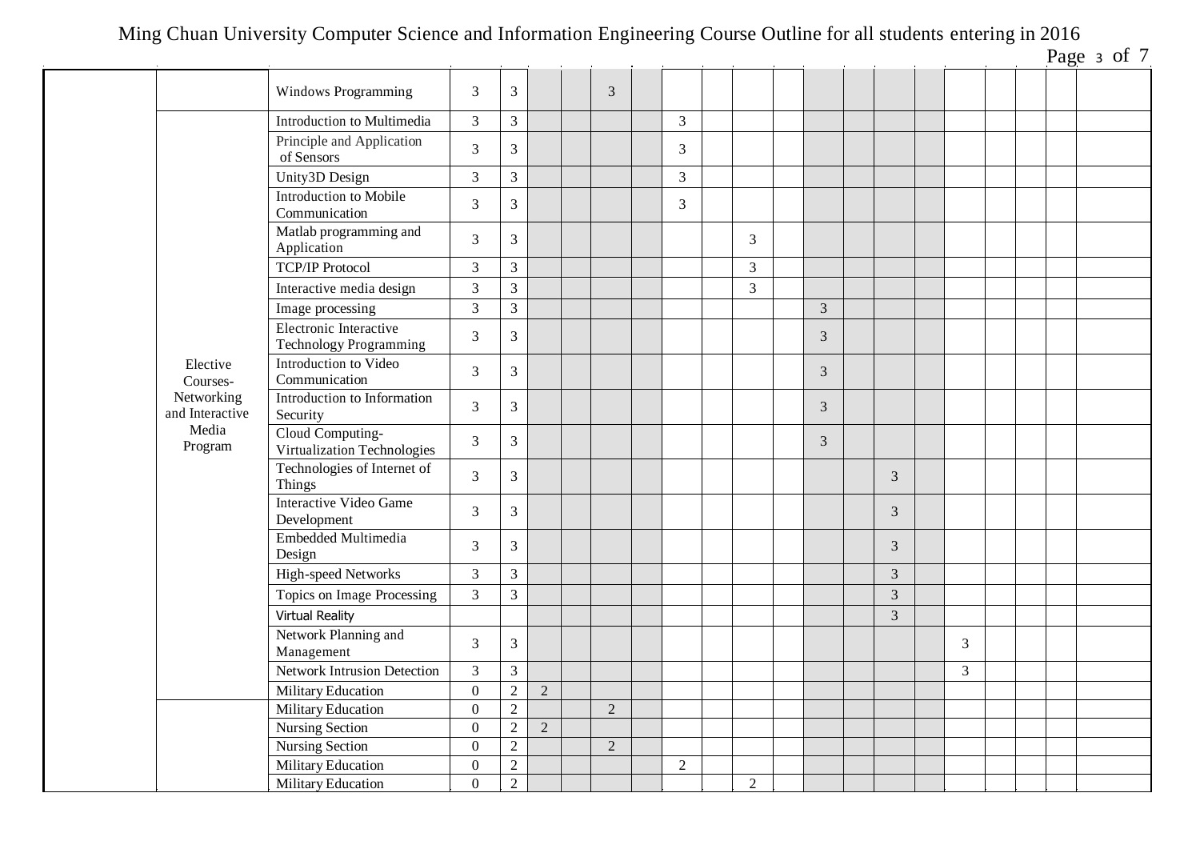| | | | | | | | | | | | | | | | | | | | | | |
|---|---|---|---|---|---|---|---|---|---|---|---|---|---|---|---|---|---|---|---|---|---|
| | | Windows Programming | 3 | 3 | | | 3 | | | | | | | | | | | | | | |
| | Elective Courses-Networking and Interactive Media Program | Introduction to Multimedia | 3 | 3 | | | | | 3 | | | | | | | | | | | | |
| | | Principle and Application of Sensors | 3 | 3 | | | | | 3 | | | | | | | | | | | | |
| | | Unity3D Design | 3 | 3 | | | | | 3 | | | | | | | | | | | | |
| | | Introduction to Mobile Communication | 3 | 3 | | | | | 3 | | | | | | | | | | | | |
| | | Matlab programming and Application | 3 | 3 | | | | | | | 3 | | | | | | | | | | |
| | | TCP/IP Protocol | 3 | 3 | | | | | | | 3 | | | | | | | | | | |
| | | Interactive media design | 3 | 3 | | | | | | | 3 | | | | | | | | | | |
| | | Image processing | 3 | 3 | | | | | | | | | 3 | | | | | | | | |
| | | Electronic Interactive Technology Programming | 3 | 3 | | | | | | | | | 3 | | | | | | | | |
| | | Introduction to Video Communication | 3 | 3 | | | | | | | | | 3 | | | | | | | | |
| | | Introduction to Information Security | 3 | 3 | | | | | | | | | 3 | | | | | | | | |
| | | Cloud Computing-Virtualization Technologies | 3 | 3 | | | | | | | | | 3 | | | | | | | | |
| | | Technologies of Internet of Things | 3 | 3 | | | | | | | | | | | 3 | | | | | | |
| | | Interactive Video Game Development | 3 | 3 | | | | | | | | | | | 3 | | | | | | |
| | | Embedded Multimedia Design | 3 | 3 | | | | | | | | | | | 3 | | | | | | |
| | | High-speed Networks | 3 | 3 | | | | | | | | | | | 3 | | | | | | |
| | | Topics on Image Processing | 3 | 3 | | | | | | | | | | | 3 | | | | | | |
| | | Virtual Reality | | | | | | | | | | | | | 3 | | | | | | |
| | | Network Planning and Management | 3 | 3 | | | | | | | | | | | | | 3 | | | | |
| | | Network Intrusion Detection | 3 | 3 | | | | | | | | | | | | | 3 | | | | |
| | | Military Education | 0 | 2 | 2 | | | | | | | | | | | | | | | | |
| | | Military Education | 0 | 2 | | | 2 | | | | | | | | | | | | | | |
| | | Nursing Section | 0 | 2 | 2 | | | | | | | | | | | | | | | | |
| | | Nursing Section | 0 | 2 | | | 2 | | | | | | | | | | | | | | |
| | | Military Education | 0 | 2 | | | | | 2 | | | | | | | | | | | | |
| | | Military Education | 0 | 2 | | | | | | | 2 | | | | | | | | | | |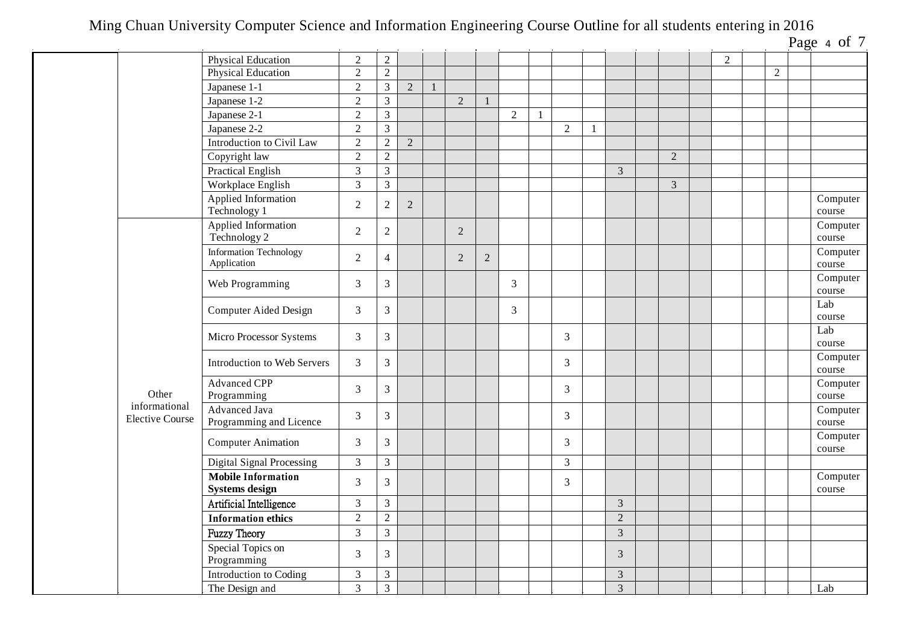| | | | | | | | | | | | | | | | | | | | | | |
|---|---|---|---|---|---|---|---|---|---|---|---|---|---|---|---|---|---|---|---|---|---|
| | | Physical Education | 2 | 2 | | | | | | | | | | | | | 2 | | | | |
| | | Physical Education | 2 | 2 | | | | | | | | | | | | | | | 2 | | |
| | | Japanese 1-1 | 2 | 3 | 2 | 1 | | | | | | | | | | | | | | | |
| | | Japanese 1-2 | 2 | 3 | | | 2 | 1 | | | | | | | | | | | | | |
| | | Japanese 2-1 | 2 | 3 | | | | | 2 | 1 | | | | | | | | | | | |
| | | Japanese 2-2 | 2 | 3 | | | | | | | 2 | 1 | | | | | | | | | |
| | | Introduction to Civil Law | 2 | 2 | 2 | | | | | | | | | | | | | | | | |
| | | Copyright law | 2 | 2 | | | | | | | | | | | 2 | | | | | | |
| | | Practical English | 3 | 3 | | | | | | | | | 3 | | | | | | | | |
| | | Workplace English | 3 | 3 | | | | | | | | | | | 3 | | | | | | |
| | | Applied Information Technology 1 | 2 | 2 | 2 | | | | | | | | | | | | | | | | Computer course |
| | Other informational Elective Course | Applied Information Technology 2 | 2 | 2 | | | 2 | | | | | | | | | | | | | | Computer course |
| | | Information Technology Application | 2 | 4 | | | 2 | 2 | | | | | | | | | | | | | Computer course |
| | | Web Programming | 3 | 3 | | | | | 3 | | | | | | | | | | | | Computer course |
| | | Computer Aided Design | 3 | 3 | | | | | 3 | | | | | | | | | | | | Lab course |
| | | Micro Processor Systems | 3 | 3 | | | | | | | 3 | | | | | | | | | | Lab course |
| | | Introduction to Web Servers | 3 | 3 | | | | | | | 3 | | | | | | | | | | Computer course |
| | | Advanced CPP Programming | 3 | 3 | | | | | | | 3 | | | | | | | | | | Computer course |
| | | Advanced Java Programming and Licence | 3 | 3 | | | | | | | 3 | | | | | | | | | | Computer course |
| | | Computer Animation | 3 | 3 | | | | | | | 3 | | | | | | | | | | Computer course |
| | | Digital Signal Processing | 3 | 3 | | | | | | | 3 | | | | | | | | | | |
| | | **Mobile Information Systems design** | 3 | 3 | | | | | | | 3 | | | | | | | | | | Computer course |
| | | Artificial Intelligence | 3 | 3 | | | | | | | | | 3 | | | | | | | | |
| | | **Information ethics** | 2 | 2 | | | | | | | | | 2 | | | | | | | | |
| | | Fuzzy Theory | 3 | 3 | | | | | | | | | 3 | | | | | | | | |
| | | Special Topics on Programming | 3 | 3 | | | | | | | | | 3 | | | | | | | | |
| | | Introduction to Coding | 3 | 3 | | | | | | | | | 3 | | | | | | | | |
| | | The Design and | 3 | 3 | | | | | | | | | 3 | | | | | | | | Lab |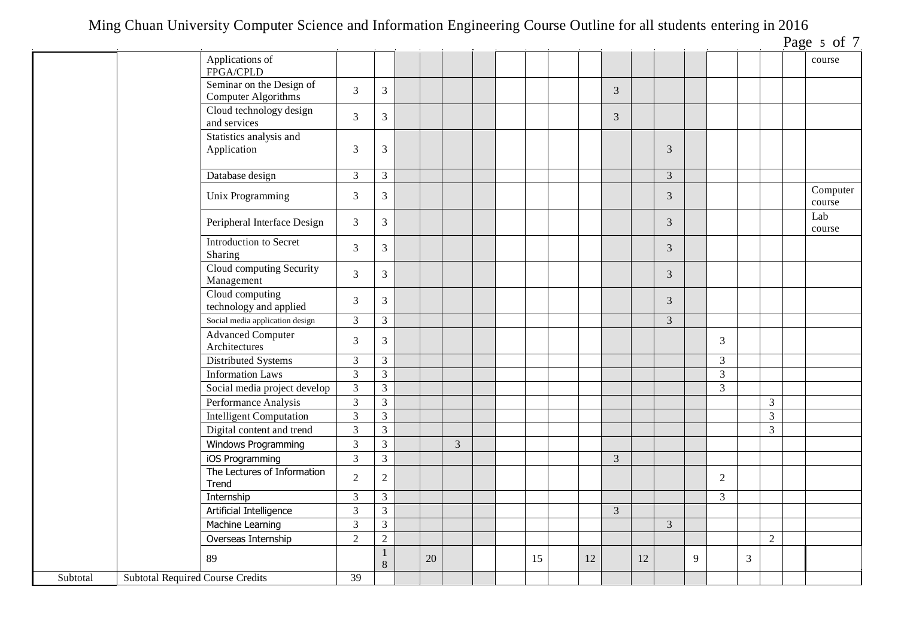| | | | | | | | | | | | | | | | | | | | | | |
|---|---|---|---|---|---|---|---|---|---|---|---|---|---|---|---|---|---|---|---|---|---|
| | | Applications of FPGA/CPLD | | | | | | | | | | | | | | | | | | | course |
| | | Seminar on the Design of Computer Algorithms | 3 | 3 | | | | | | | | | 3 | | | | | | | | |
| | | Cloud technology design and services | 3 | 3 | | | | | | | | | 3 | | | | | | | | |
| | | Statistics analysis and Application | 3 | 3 | | | | | | | | | | | 3 | | | | | | |
| | | Database design | 3 | 3 | | | | | | | | | | | 3 | | | | | | |
| | | Unix Programming | 3 | 3 | | | | | | | | | | | 3 | | | | | | Computer course |
| | | Peripheral Interface Design | 3 | 3 | | | | | | | | | | | 3 | | | | | | Lab course |
| | | Introduction to Secret Sharing | 3 | 3 | | | | | | | | | | | 3 | | | | | | |
| | | Cloud computing Security Management | 3 | 3 | | | | | | | | | | | 3 | | | | | | |
| | | Cloud computing technology and applied | 3 | 3 | | | | | | | | | | | 3 | | | | | | |
| | | Social media application design | 3 | 3 | | | | | | | | | | | 3 | | | | | | |
| | | Advanced Computer Architectures | 3 | 3 | | | | | | | | | | | | | 3 | | | | |
| | | Distributed Systems | 3 | 3 | | | | | | | | | | | | | 3 | | | | |
| | | Information Laws | 3 | 3 | | | | | | | | | | | | | 3 | | | | |
| | | Social media project develop | 3 | 3 | | | | | | | | | | | | | 3 | | | | |
| | | Performance Analysis | 3 | 3 | | | | | | | | | | | | | | | 3 | | |
| | | Intelligent Computation | 3 | 3 | | | | | | | | | | | | | | | 3 | | |
| | | Digital content and trend | 3 | 3 | | | | | | | | | | | | | | | 3 | | |
| | | Windows Programming | 3 | 3 | | | 3 | | | | | | | | | | | | | | |
| | | iOS Programming | 3 | 3 | | | | | | | | | 3 | | | | | | | | |
| | | The Lectures of Information Trend | 2 | 2 | | | | | | | | | | | | | 2 | | | | |
| | | Internship | 3 | 3 | | | | | | | | | | | | | 3 | | | | |
| | | Artificial Intelligence | 3 | 3 | | | | | | | | | 3 | | | | | | | | |
| | | Machine Learning | 3 | 3 | | | | | | | | | | | 3 | | | | | | |
| | | Overseas Internship | 2 | 2 | | | | | | | | | | | | | | | 2 | | |
| | | 89 | | 18 | | 20 | | | | 15 | | 12 | | 12 | | 9 | | 3 | | | |
| Subtotal | Subtotal Required Course Credits | | 39 | | | | | | | | | | | | | | | | | | |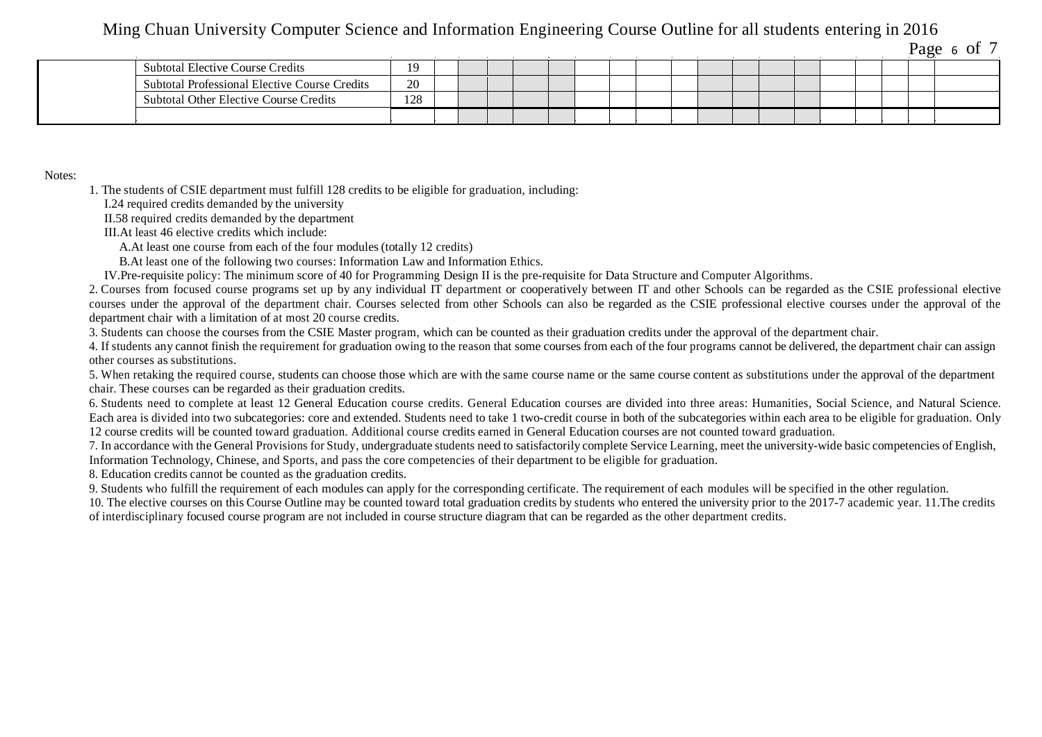| | | | | | | | | | | | | | | | | | | | | | |
|---|---|---|---|---|---|---|---|---|---|---|---|---|---|---|---|---|---|---|---|---|---|
| | Subtotal Elective Course Credits | 19 | | | | | | | | | | | | | | | | | | | |
| | Subtotal Professional Elective Course Credits | 20 | | | | | | | | | | | | | | | | | | | |
| | Subtotal Other Elective Course Credits | 128 | | | | | | | | | | | | | | | | | | | |
| | | | | | | | | | | | | | | | | | | | | | |

Notes:

1. The students of CSIE department must fulfill 128 credits to be eligible for graduation, including:
   I.24 required credits demanded by the university
   II.58 required credits demanded by the department
   III.At least 46 elective credits which include:
      A.At least one course from each of the four modules (totally 12 credits)
      B.At least one of the following two courses: Information Law and Information Ethics.
   IV.Pre-requisite policy: The minimum score of 40 for Programming Design II is the pre-requisite for Data Structure and Computer Algorithms.
2. Courses from focused course programs set up by any individual IT department or cooperatively between IT and other Schools can be regarded as the CSIE professional elective courses under the approval of the department chair. Courses selected from other Schools can also be regarded as the CSIE professional elective courses under the approval of the department chair with a limitation of at most 20 course credits.
3. Students can choose the courses from the CSIE Master program, which can be counted as their graduation credits under the approval of the department chair.
4. If students any cannot finish the requirement for graduation owing to the reason that some courses from each of the four programs cannot be delivered, the department chair can assign other courses as substitutions.
5. When retaking the required course, students can choose those which are with the same course name or the same course content as substitutions under the approval of the department chair. These courses can be regarded as their graduation credits.
6. Students need to complete at least 12 General Education course credits. General Education courses are divided into three areas: Humanities, Social Science, and Natural Science. Each area is divided into two subcategories: core and extended. Students need to take 1 two-credit course in both of the subcategories within each area to be eligible for graduation. Only 12 course credits will be counted toward graduation. Additional course credits earned in General Education courses are not counted toward graduation.
7. In accordance with the General Provisions for Study, undergraduate students need to satisfactorily complete Service Learning, meet the university-wide basic competencies of English, Information Technology, Chinese, and Sports, and pass the core competencies of their department to be eligible for graduation.
8. Education credits cannot be counted as the graduation credits.
9. Students who fulfill the requirement of each modules can apply for the corresponding certificate. The requirement of each modules will be specified in the other regulation.
10. The elective courses on this Course Outline may be counted toward total graduation credits by students who entered the university prior to the 2017-7 academic year. 11.The credits of interdisciplinary focused course program are not included in course structure diagram that can be regarded as the other department credits.